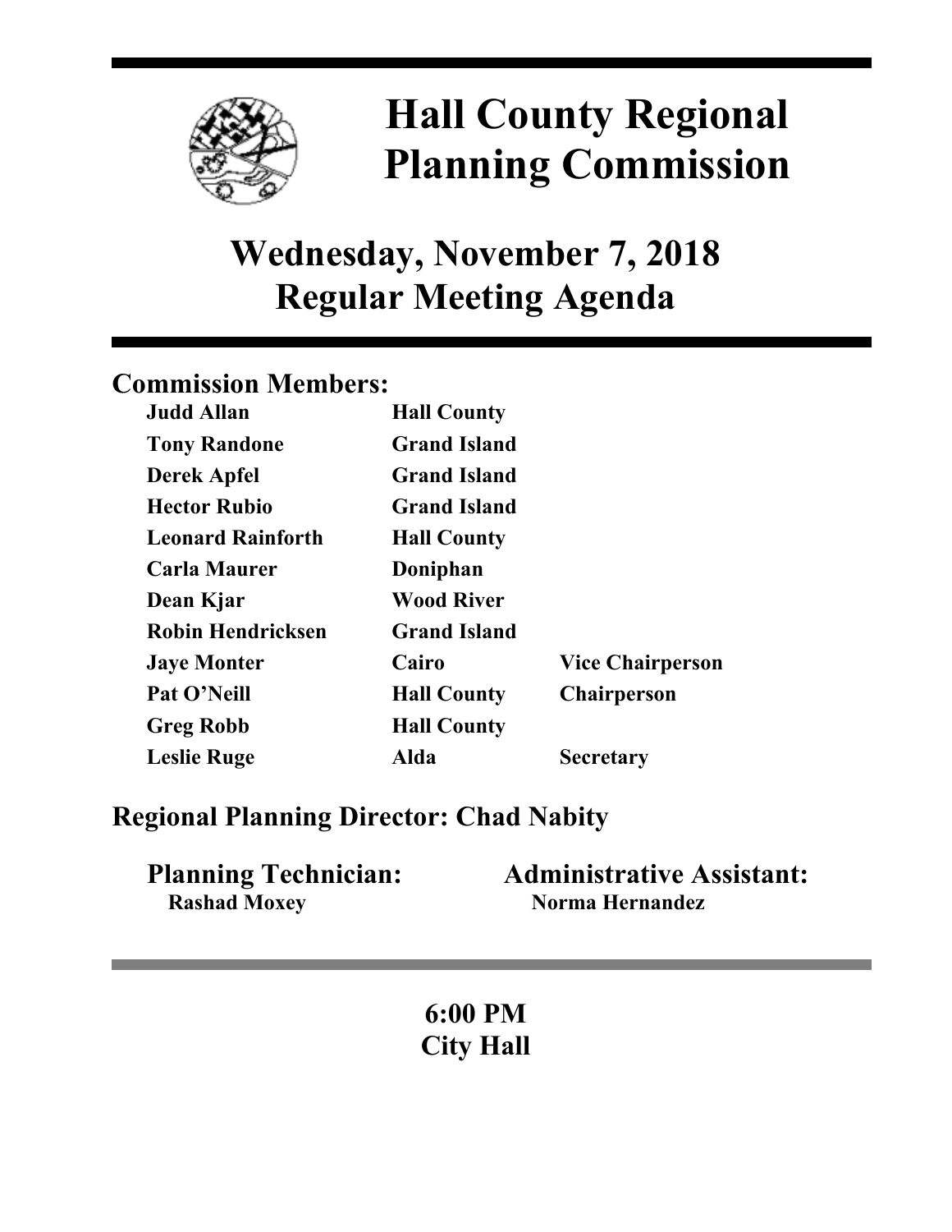# Hall County Regional Planning Commission

## Wednesday, November 7, 2018
## Regular Meeting Agenda

### Commission Members:

| | | |
|---|---|---|
| **Judd Allan** | **Hall County** | |
| **Tony Randone** | **Grand Island** | |
| **Derek Apfel** | **Grand Island** | |
| **Hector Rubio** | **Grand Island** | |
| **Leonard Rainforth** | **Hall County** | |
| **Carla Maurer** | **Doniphan** | |
| **Dean Kjar** | **Wood River** | |
| **Robin Hendricksen** | **Grand Island** | |
| **Jaye Monter** | **Cairo** | **Vice Chairperson** |
| **Pat O'Neill** | **Hall County** | **Chairperson** |
| **Greg Robb** | **Hall County** | |
| **Leslie Ruge** | **Alda** | **Secretary** |

### Regional Planning Director: Chad Nabity

**Planning Technician:**
**Rashad Moxey**

**Administrative Assistant:**
**Norma Hernandez**

**6:00 PM**
**City Hall**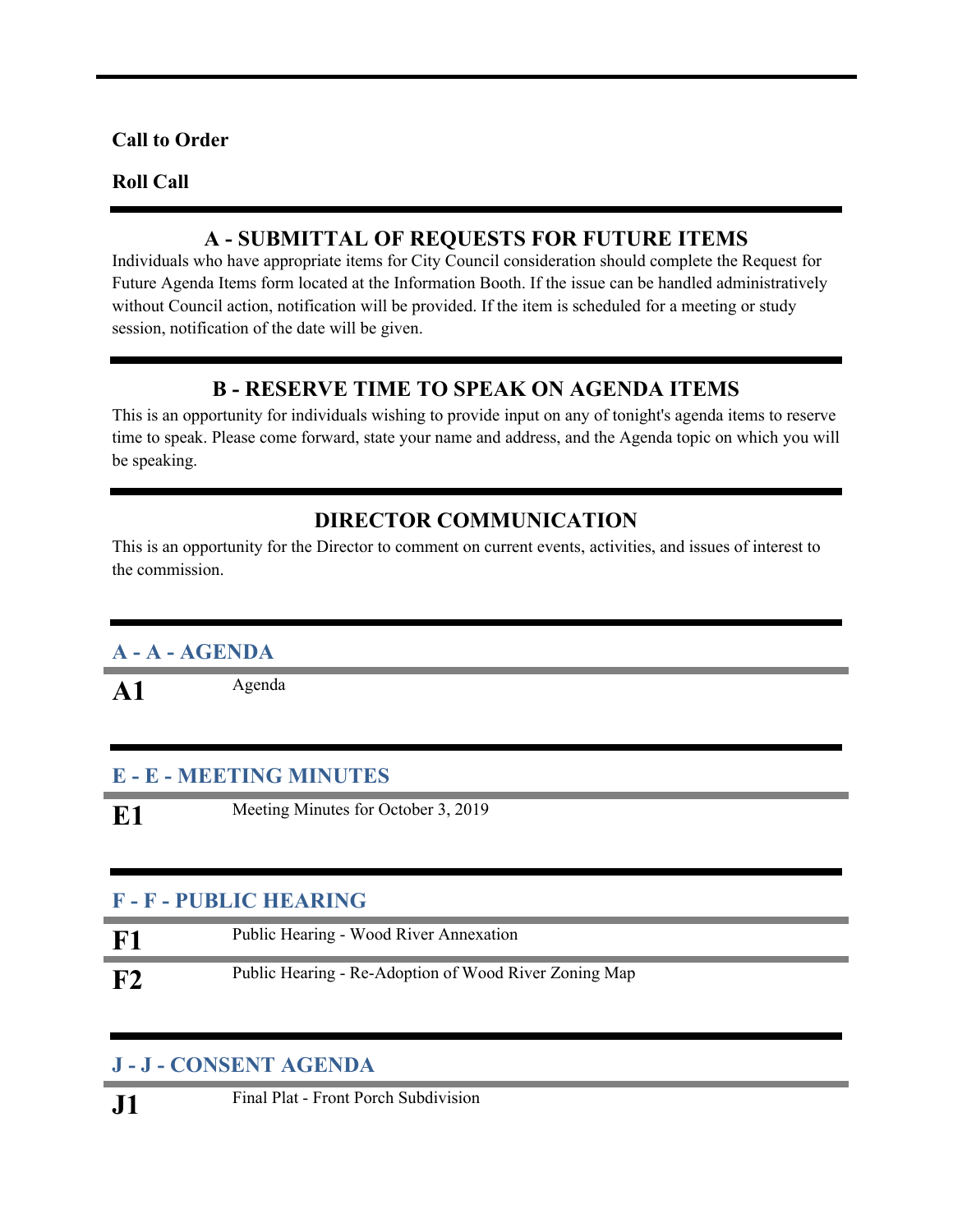**Call to Order**

**Roll Call**

## A - SUBMITTAL OF REQUESTS FOR FUTURE ITEMS

Individuals who have appropriate items for City Council consideration should complete the Request for Future Agenda Items form located at the Information Booth. If the issue can be handled administratively without Council action, notification will be provided. If the item is scheduled for a meeting or study session, notification of the date will be given.

## B - RESERVE TIME TO SPEAK ON AGENDA ITEMS

This is an opportunity for individuals wishing to provide input on any of tonight's agenda items to reserve time to speak. Please come forward, state your name and address, and the Agenda topic on which you will be speaking.

## DIRECTOR COMMUNICATION

This is an opportunity for the Director to comment on current events, activities, and issues of interest to the commission.

### A - A - AGENDA

**A1** Agenda

### E - E - MEETING MINUTES

**E1** Meeting Minutes for October 3, 2019

### F - F - PUBLIC HEARING

**F1** Public Hearing - Wood River Annexation

**F2** Public Hearing - Re-Adoption of Wood River Zoning Map

### J - J - CONSENT AGENDA

**J1** Final Plat - Front Porch Subdivision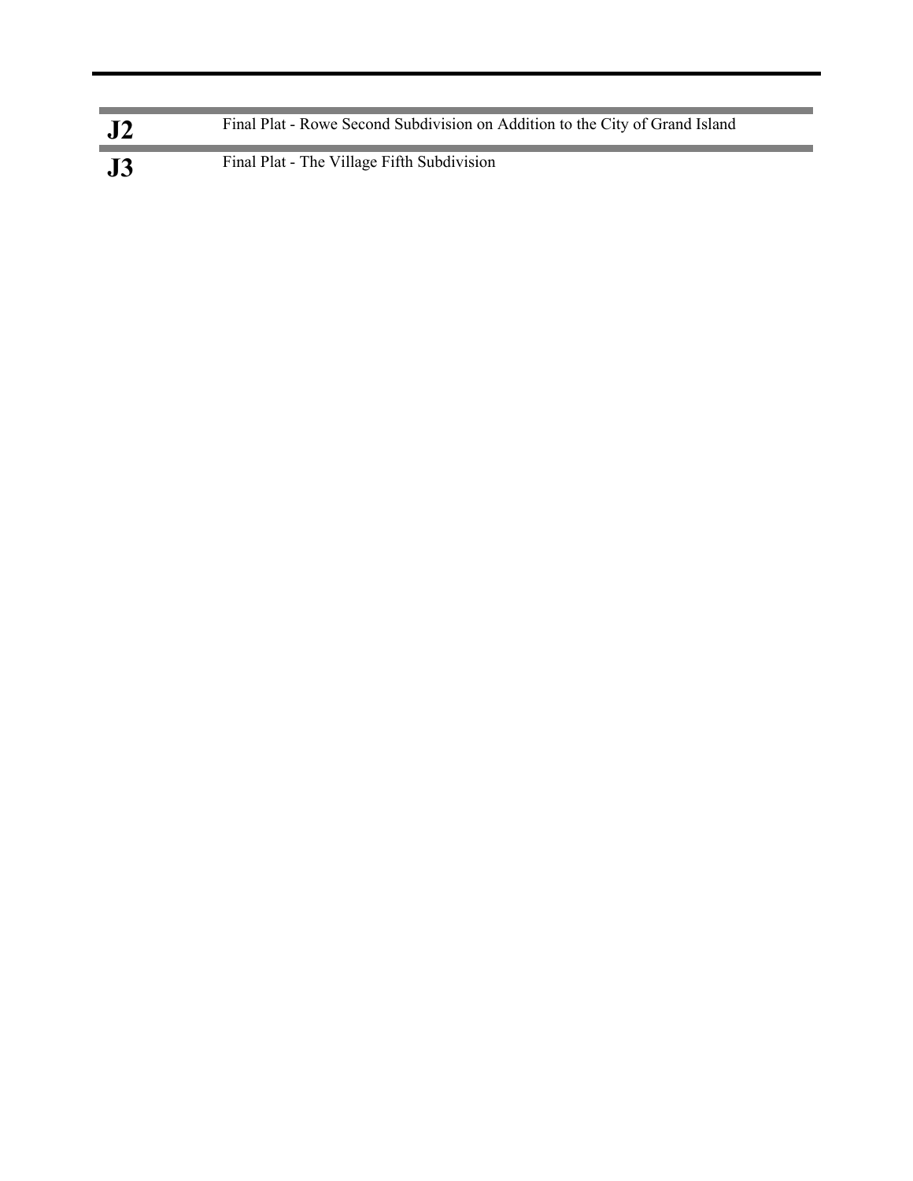| | |
|---|---|
| **J2** | Final Plat - Rowe Second Subdivision on Addition to the City of Grand Island |
| **J3** | Final Plat - The Village Fifth Subdivision |